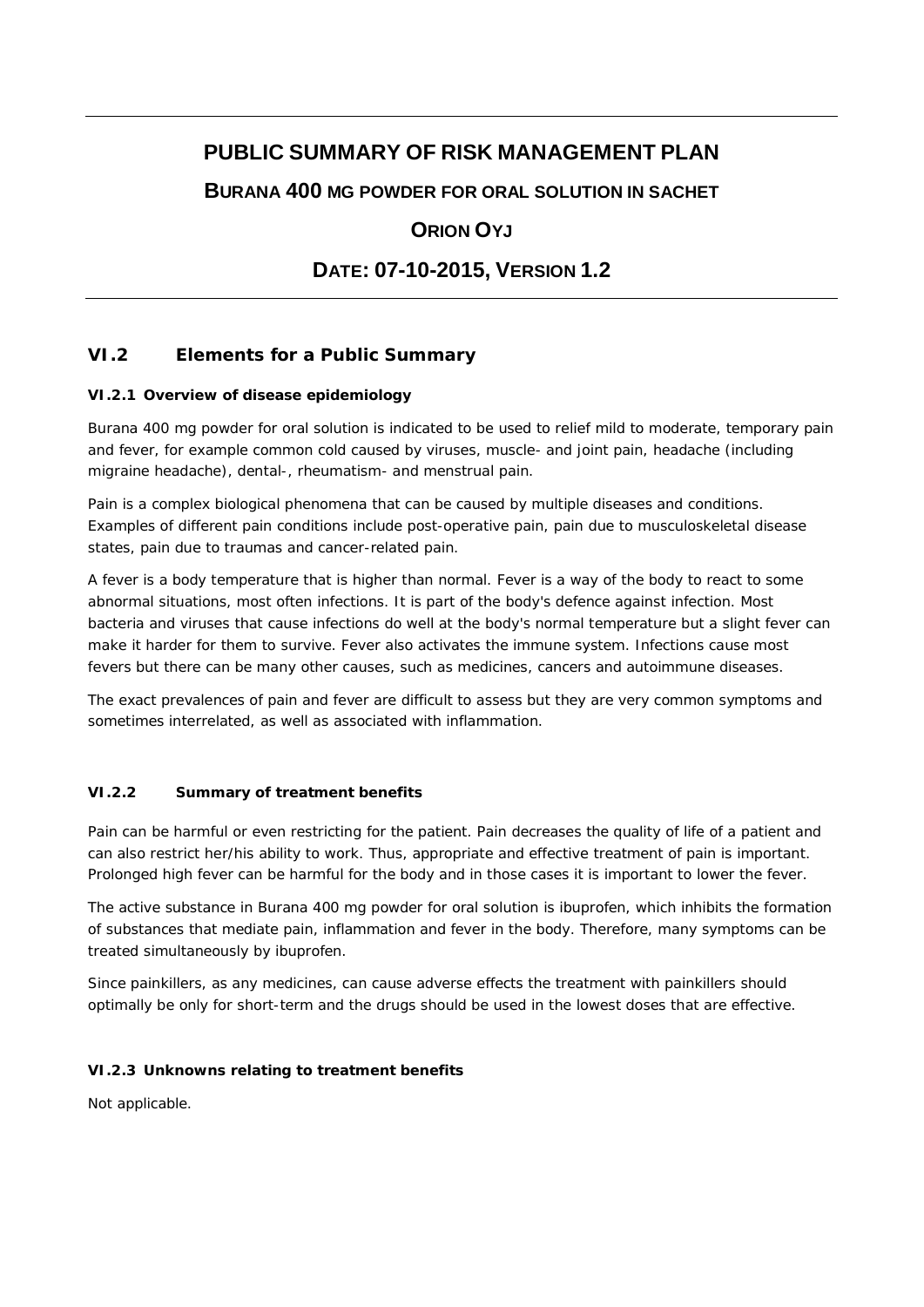# PUBLIC SUMMARY OF RISK MANAGEMENT PLAN

## BURANA 400 MG POWDER FOR ORAL SOLUTION IN SACHET

## ORION OYJ

## DATE: 07-10-2015, VERSION 1.2

## VI.2 Elements for a Public Summary

### VI.2.1 Overview of disease epidemiology

Burana 400 mg powder for oral solution is indicated to be used to relief mild to moderate, temporary pain and fever, for example common cold caused by viruses, muscle- and joint pain, headache (including migraine headache), dental-, rheumatism- and menstrual pain.

Pain is a complex biological phenomena that can be caused by multiple diseases and conditions. Examples of different pain conditions include post-operative pain, pain due to musculoskeletal disease states, pain due to traumas and cancer-related pain.

A fever is a body temperature that is higher than normal. Fever is a way of the body to react to some abnormal situations, most often infections. It is part of the body's defence against infection. Most bacteria and viruses that cause infections do well at the body's normal temperature but a slight fever can make it harder for them to survive. Fever also activates the immune system. Infections cause most fevers but there can be many other causes, such as medicines, cancers and autoimmune diseases.

The exact prevalences of pain and fever are difficult to assess but they are very common symptoms and sometimes interrelated, as well as associated with inflammation.

### VI.2.2 Summary of treatment benefits

Pain can be harmful or even restricting for the patient. Pain decreases the quality of life of a patient and can also restrict her/his ability to work. Thus, appropriate and effective treatment of pain is important. Prolonged high fever can be harmful for the body and in those cases it is important to lower the fever.

The active substance in Burana 400 mg powder for oral solution is ibuprofen, which inhibits the formation of substances that mediate pain, inflammation and fever in the body. Therefore, many symptoms can be treated simultaneously by ibuprofen.

Since painkillers, as any medicines, can cause adverse effects the treatment with painkillers should optimally be only for short-term and the drugs should be used in the lowest doses that are effective.

### VI.2.3 Unknowns relating to treatment benefits

Not applicable.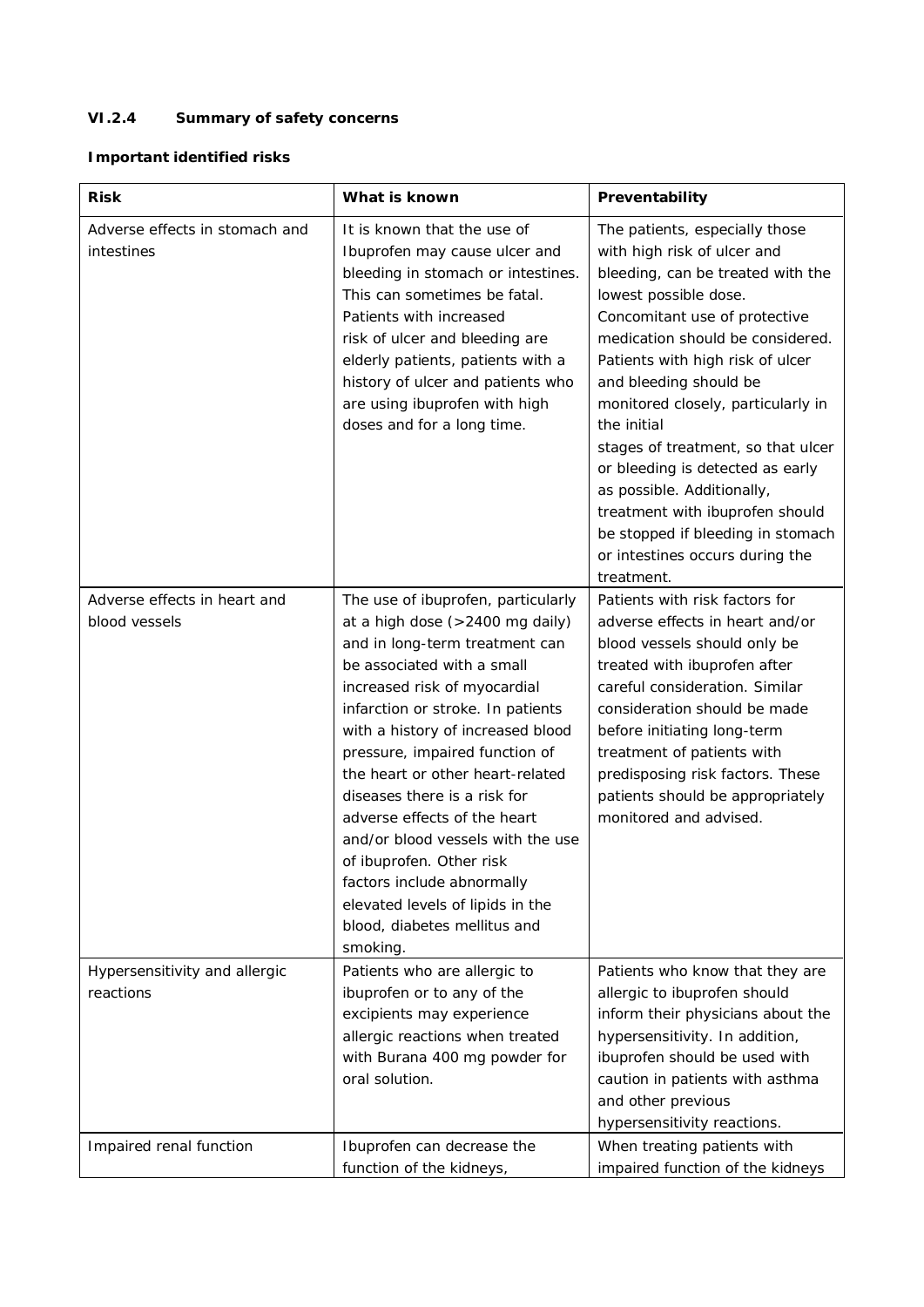### VI.2.4 Summary of safety concerns

**Important identified risks**

| Risk | What is known | Preventability |
|---|---|---|
| Adverse effects in stomach and intestines | It is known that the use of Ibuprofen may cause ulcer and bleeding in stomach or intestines. This can sometimes be fatal. Patients with increased risk of ulcer and bleeding are elderly patients, patients with a history of ulcer and patients who are using ibuprofen with high doses and for a long time. | The patients, especially those with high risk of ulcer and bleeding, can be treated with the lowest possible dose. Concomitant use of protective medication should be considered. Patients with high risk of ulcer and bleeding should be monitored closely, particularly in the initial stages of treatment, so that ulcer or bleeding is detected as early as possible. Additionally, treatment with ibuprofen should be stopped if bleeding in stomach or intestines occurs during the treatment. |
| Adverse effects in heart and blood vessels | The use of ibuprofen, particularly at a high dose (>2400 mg daily) and in long-term treatment can be associated with a small increased risk of myocardial infarction or stroke. In patients with a history of increased blood pressure, impaired function of the heart or other heart-related diseases there is a risk for adverse effects of the heart and/or blood vessels with the use of ibuprofen. Other risk factors include abnormally elevated levels of lipids in the blood, diabetes mellitus and smoking. | Patients with risk factors for adverse effects in heart and/or blood vessels should only be treated with ibuprofen after careful consideration. Similar consideration should be made before initiating long-term treatment of patients with predisposing risk factors. These patients should be appropriately monitored and advised. |
| Hypersensitivity and allergic reactions | Patients who are allergic to ibuprofen or to any of the excipients may experience allergic reactions when treated with Burana 400 mg powder for oral solution. | Patients who know that they are allergic to ibuprofen should inform their physicians about the hypersensitivity. In addition, ibuprofen should be used with caution in patients with asthma and other previous hypersensitivity reactions. |
| Impaired renal function | Ibuprofen can decrease the function of the kidneys, | When treating patients with impaired function of the kidneys |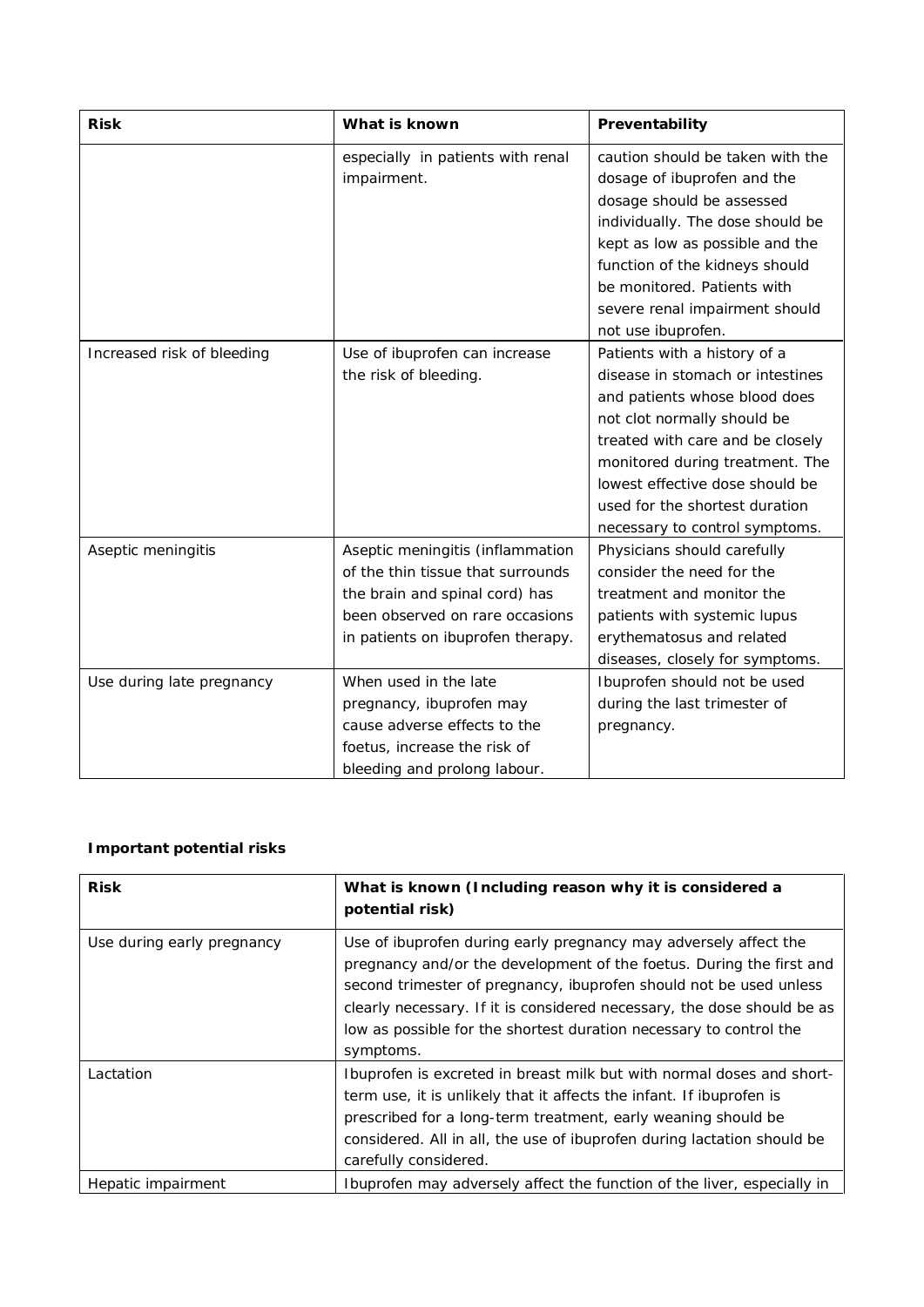| Risk | What is known | Preventability |
| --- | --- | --- |
| | especially in patients with renal impairment. | caution should be taken with the dosage of ibuprofen and the dosage should be assessed individually. The dose should be kept as low as possible and the function of the kidneys should be monitored. Patients with severe renal impairment should not use ibuprofen. |
| Increased risk of bleeding | Use of ibuprofen can increase the risk of bleeding. | Patients with a history of a disease in stomach or intestines and patients whose blood does not clot normally should be treated with care and be closely monitored during treatment. The lowest effective dose should be used for the shortest duration necessary to control symptoms. |
| Aseptic meningitis | Aseptic meningitis (inflammation of the thin tissue that surrounds the brain and spinal cord) has been observed on rare occasions in patients on ibuprofen therapy. | Physicians should carefully consider the need for the treatment and monitor the patients with systemic lupus erythematosus and related diseases, closely for symptoms. |
| Use during late pregnancy | When used in the late pregnancy, ibuprofen may cause adverse effects to the foetus, increase the risk of bleeding and prolong labour. | Ibuprofen should not be used during the last trimester of pregnancy. |

**Important potential risks**

| Risk | What is known (Including reason why it is considered a potential risk) |
| --- | --- |
| Use during early pregnancy | Use of ibuprofen during early pregnancy may adversely affect the pregnancy and/or the development of the foetus. During the first and second trimester of pregnancy, ibuprofen should not be used unless clearly necessary. If it is considered necessary, the dose should be as low as possible for the shortest duration necessary to control the symptoms. |
| Lactation | Ibuprofen is excreted in breast milk but with normal doses and short-term use, it is unlikely that it affects the infant. If ibuprofen is prescribed for a long-term treatment, early weaning should be considered. All in all, the use of ibuprofen during lactation should be carefully considered. |
| Hepatic impairment | Ibuprofen may adversely affect the function of the liver, especially in |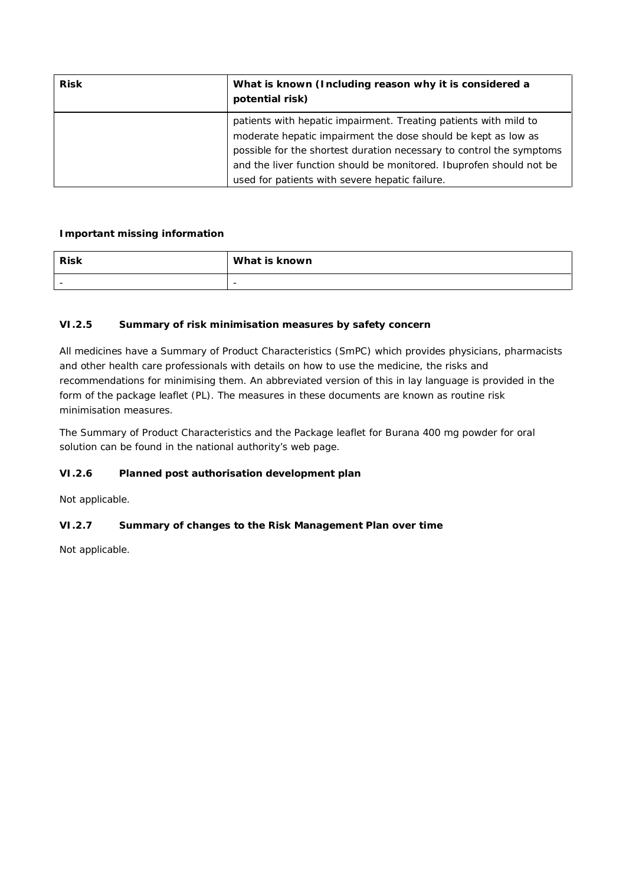| Risk | What is known (Including reason why it is considered a potential risk) |
| --- | --- |
| | patients with hepatic impairment. Treating patients with mild to moderate hepatic impairment the dose should be kept as low as possible for the shortest duration necessary to control the symptoms and the liver function should be monitored. Ibuprofen should not be used for patients with severe hepatic failure. |

**Important missing information**

| Risk | What is known |
| --- | --- |
| - | - |

### VI.2.5 Summary of risk minimisation measures by safety concern

All medicines have a Summary of Product Characteristics (SmPC) which provides physicians, pharmacists and other health care professionals with details on how to use the medicine, the risks and recommendations for minimising them. An abbreviated version of this in lay language is provided in the form of the package leaflet (PL). The measures in these documents are known as routine risk minimisation measures.

The Summary of Product Characteristics and the Package leaflet for Burana 400 mg powder for oral solution can be found in the national authority's web page.

### VI.2.6 Planned post authorisation development plan

Not applicable.

### VI.2.7 Summary of changes to the Risk Management Plan over time

Not applicable.